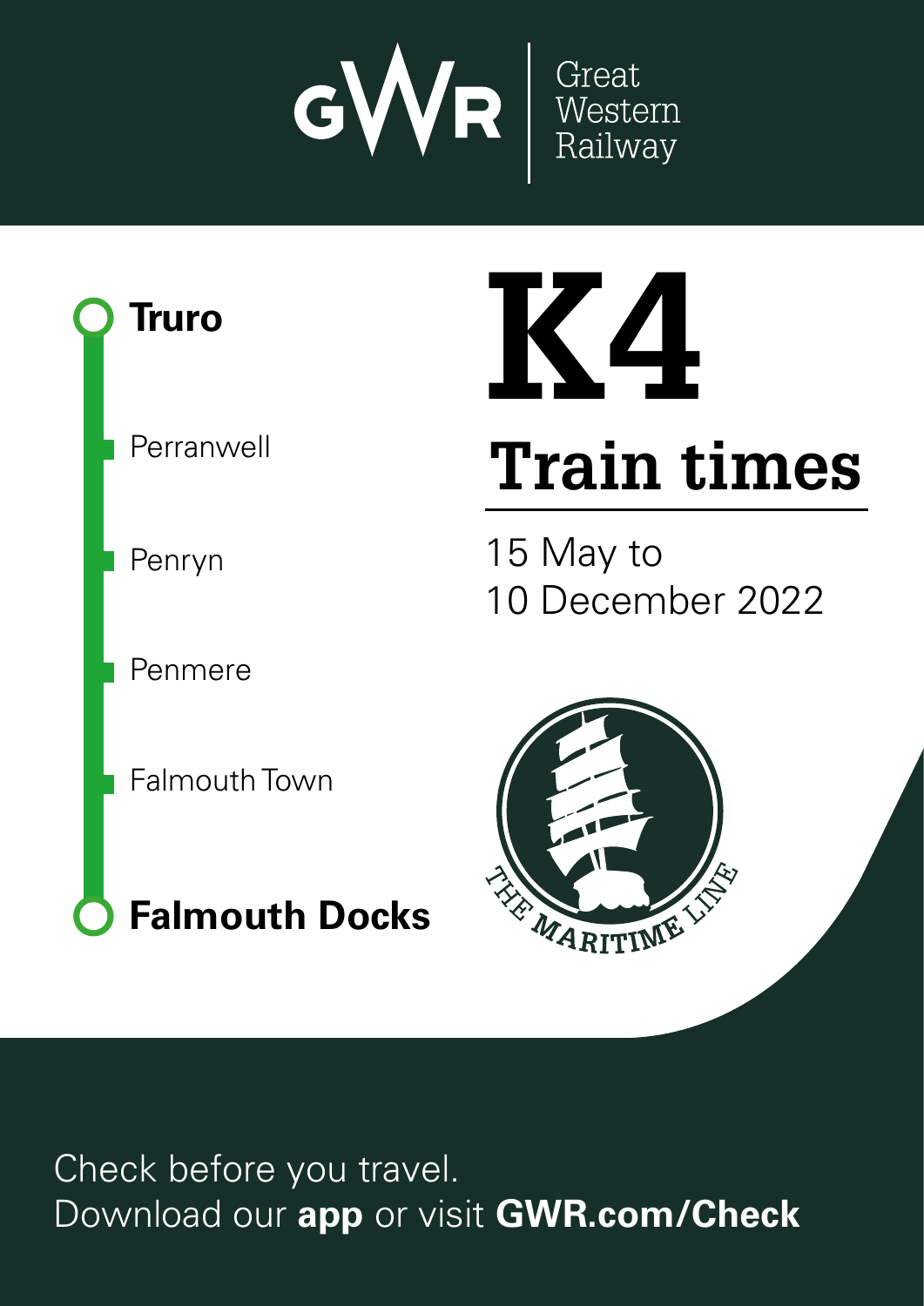GWR | Great Western Railway

# K4

## Train times

15 May to
10 December 2022

- **Truro**
- Perranwell
- Penryn
- Penmere
- Falmouth Town
- **Falmouth Docks**

THE MARITIME LINE

Check before you travel.
Download our **app** or visit **GWR.com/Check**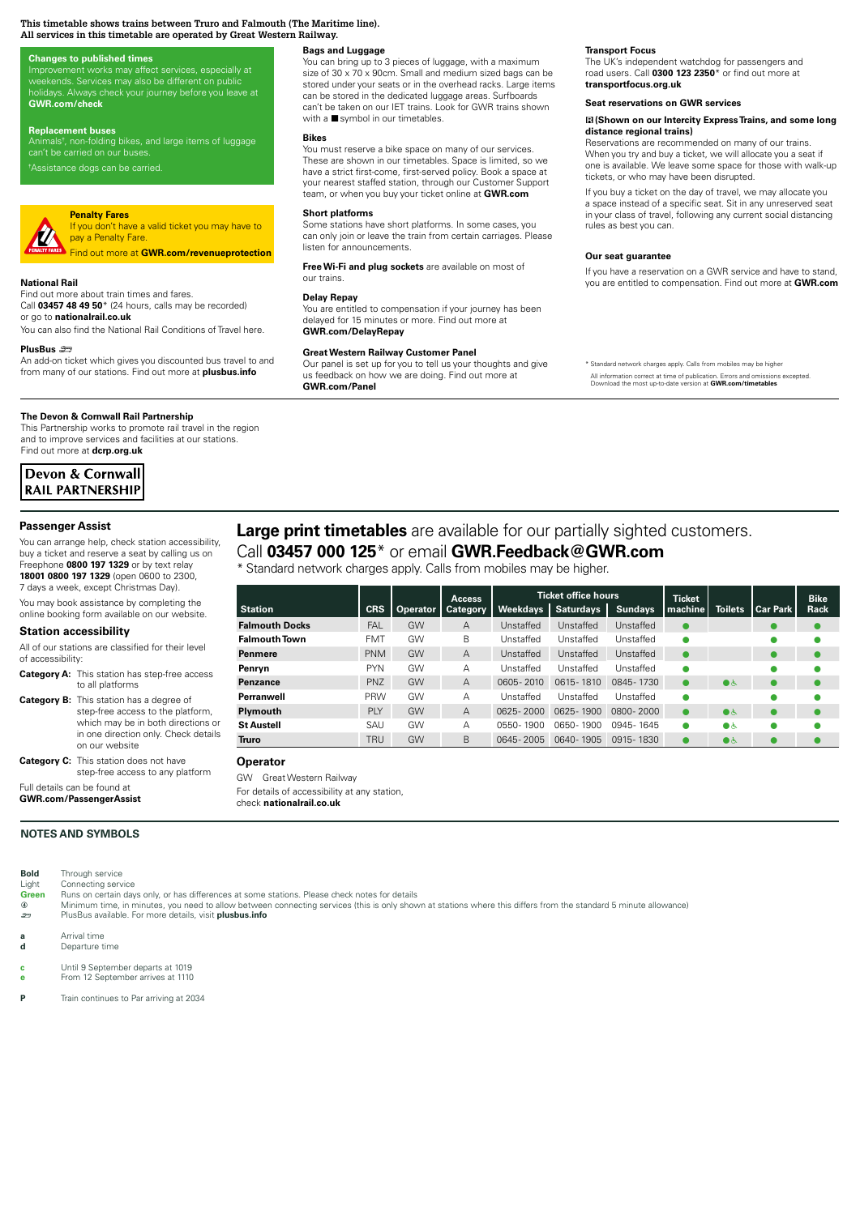**This timetable shows trains between Truro and Falmouth (The Maritime line).**
**All services in this timetable are operated by Great Western Railway.**

### Changes to published times

Improvement works may affect services, especially at weekends. Services may also be different on public holidays. Always check your journey before you leave at **GWR.com/check**

### Replacement buses

Animals†, non-folding bikes, and large items of luggage can't be carried on our buses.

†Assistance dogs can be carried.

### Penalty Fares

If you don't have a valid ticket you may have to pay a Penalty Fare.

Find out more at **GWR.com/revenueprotection**

### National Rail

Find out more about train times and fares.
Call **03457 48 49 50*** (24 hours, calls may be recorded) or go to **nationalrail.co.uk**

You can also find the National Rail Conditions of Travel here.

### PlusBus

An add-on ticket which gives you discounted bus travel to and from many of our stations. Find out more at **plusbus.info**

### Bags and Luggage

You can bring up to 3 pieces of luggage, with a maximum size of 30 x 70 x 90cm. Small and medium sized bags can be stored under your seats or in the overhead racks. Large items can be stored in the dedicated luggage areas. Surfboards can't be taken on our IET trains. Look for GWR trains shown with a ■ symbol in our timetables.

### Bikes

You must reserve a bike space on many of our services. These are shown in our timetables. Space is limited, so we have a strict first-come, first-served policy. Book a space at your nearest staffed station, through our Customer Support team, or when you buy your ticket online at **GWR.com**

### Short platforms

Some stations have short platforms. In some cases, you can only join or leave the train from certain carriages. Please listen for announcements.

**Free Wi-Fi and plug sockets** are available on most of our trains.

### Delay Repay

You are entitled to compensation if your journey has been delayed for 15 minutes or more. Find out more at **GWR.com/DelayRepay**

### Great Western Railway Customer Panel

Our panel is set up for you to tell us your thoughts and give us feedback on how we are doing. Find out more at **GWR.com/Panel**

### Transport Focus

The UK's independent watchdog for passengers and road users. Call **0300 123 2350*** or find out more at **transportfocus.org.uk**

### Seat reservations on GWR services

**(Shown on our Intercity Express Trains, and some long distance regional trains)**

Reservations are recommended on many of our trains. When you try and buy a ticket, we will allocate you a seat if one is available. We leave some space for those with walk-up tickets, or who may have been disrupted.

If you buy a ticket on the day of travel, we may allocate you a space instead of a specific seat. Sit in any unreserved seat in your class of travel, following any current social distancing rules as best you can.

### Our seat guarantee

If you have a reservation on a GWR service and have to stand, you are entitled to compensation. Find out more at **GWR.com**

\* Standard network charges apply. Calls from mobiles may be higher

All information correct at time of publication. Errors and omissions excepted. Download the most up-to-date version at **GWR.com/timetables**

### The Devon & Cornwall Rail Partnership

This Partnership works to promote rail travel in the region and to improve services and facilities at our stations. Find out more at **dcrp.org.uk**

Devon & Cornwall RAIL PARTNERSHIP

## Passenger Assist

You can arrange help, check station accessibility, buy a ticket and reserve a seat by calling us on Freephone **0800 197 1329** or by text relay **18001 0800 197 1329** (open 0600 to 2300, 7 days a week, except Christmas Day).

You may book assistance by completing the online booking form available on our website.

## Station accessibility

All of our stations are classified for their level of accessibility:

**Category A:** This station has step-free access to all platforms

**Category B:** This station has a degree of step-free access to the platform, which may be in both directions or in one direction only. Check details on our website

**Category C:** This station does not have step-free access to any platform

Full details can be found at **GWR.com/PassengerAssist**

**Large print timetables** are available for our partially sighted customers. Call **03457 000 125*** or email **GWR.Feedback@GWR.com**

\* Standard network charges apply. Calls from mobiles may be higher.

| Station | CRS | Operator | Access Category | Ticket office hours Weekdays | Saturdays | Sundays | Ticket machine | Toilets | Car Park | Bike Rack |
|---|---|---|---|---|---|---|---|---|---|---|
| Falmouth Docks | FAL | GW | A | Unstaffed | Unstaffed | Unstaffed | ● | | ● | ● |
| Falmouth Town | FMT | GW | B | Unstaffed | Unstaffed | Unstaffed | ● | | ● | ● |
| Penmere | PNM | GW | A | Unstaffed | Unstaffed | Unstaffed | ● | | ● | ● |
| Penryn | PYN | GW | A | Unstaffed | Unstaffed | Unstaffed | ● | | ● | ● |
| Penzance | PNZ | GW | A | 0605-2010 | 0615-1810 | 0845-1730 | ● | ● ♿ | ● | ● |
| Perranwell | PRW | GW | A | Unstaffed | Unstaffed | Unstaffed | ● | | ● | ● |
| Plymouth | PLY | GW | A | 0625-2000 | 0625-1900 | 0800-2000 | ● | ● ♿ | ● | ● |
| St Austell | SAU | GW | A | 0550-1900 | 0650-1900 | 0945-1645 | ● | ● ♿ | ● | ● |
| Truro | TRU | GW | B | 0645-2005 | 0640-1905 | 0915-1830 | ● | ● ♿ | ● | ● |

### Operator

GW Great Western Railway

For details of accessibility at any station, check **nationalrail.co.uk**

## NOTES AND SYMBOLS

- **Bold** Through service
- Light Connecting service
- **Green** Runs on certain days only, or has differences at some stations. Please check notes for details
- ④ Minimum time, in minutes, you need to allow between connecting services (this is only shown at stations where this differs from the standard 5 minute allowance)
- PlusBus available. For more details, visit **plusbus.info**

- **a** Arrival time
- **d** Departure time

- **c** Until 9 September departs at 1019
- **e** From 12 September arrives at 1110

- **P** Train continues to Par arriving at 2034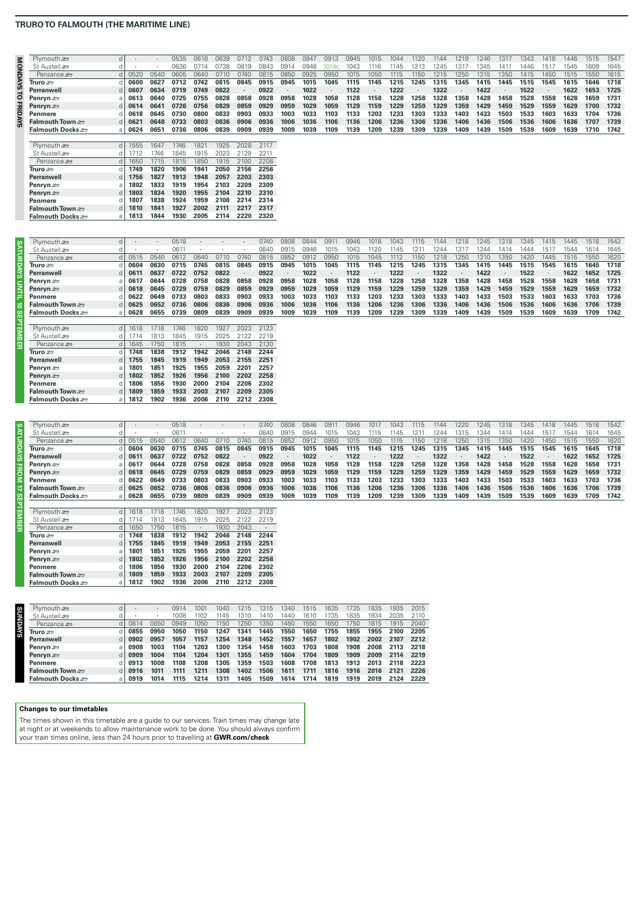## TRURO TO FALMOUTH (THE MARITIME LINE)

### MONDAYS TO FRIDAYS

| Station | | | | | | | | | | | | | | | | | | | | | | | | | | | | |
|---|---|---|---|---|---|---|---|---|---|---|---|---|---|---|---|---|---|---|---|---|---|---|---|---|---|---|---|---|
| Plymouth | d | · | · | 0535 | 0618 | 0639 | 0712 | 0743 | 0808 | 0847 | 0913 | 0945 | 1015 | 1044 | 1120 | 1144 | 1219 | 1246 | 1317 | 1343 | 1418 | 1446 | 1515 | 1547 |
| St Austell | d | · | · | 0636 | 0714 | 0738 | 0819 | 0843 | 0914 | 0948 | 1014c | 1043 | 1116 | 1145 | 1213 | 1245 | 1317 | 1345 | 1411 | 1446 | 1517 | 1545 | 1609 | 1645 |
| Penzance | d | 0520 | 0540 | 0605 | 0640 | 0710 | 0740 | 0815 | 0850 | 0925 | 0950 | 1015 | 1050 | 1115 | 1150 | 1215 | 1250 | 1315 | 1350 | 1415 | 1450 | 1515 | 1550 | 1615 |
| **Truro** | d | **0600** | **0627** | **0712** | **0742** | **0815** | **0845** | **0915** | **0945** | **1015** | **1045** | **1115** | **1145** | **1215** | **1245** | **1315** | **1345** | **1415** | **1445** | **1515** | **1545** | **1615** | **1646** | **1718** |
| **Perranwell** | d | **0607** | **0634** | **0719** | **0749** | **0822** | · | **0922** | · | **1022** | · | **1122** | · | **1222** | · | **1322** | · | **1422** | · | **1522** | · | **1622** | **1653** | **1725** |
| **Penryn** | a | **0613** | **0640** | **0725** | **0755** | **0828** | **0858** | **0928** | **0958** | **1028** | **1058** | **1128** | **1158** | **1228** | **1258** | **1328** | **1358** | **1428** | **1458** | **1528** | **1558** | **1628** | **1659** | **1731** |
| **Penryn** | d | **0614** | **0641** | **0726** | **0756** | **0829** | **0859** | **0929** | **0959** | **1029** | **1059** | **1129** | **1159** | **1229** | **1259** | **1329** | **1359** | **1429** | **1459** | **1529** | **1559** | **1629** | **1700** | **1732** |
| **Penmere** | d | **0618** | **0645** | **0730** | **0800** | **0833** | **0903** | **0933** | **1003** | **1033** | **1103** | **1133** | **1203** | **1233** | **1303** | **1333** | **1403** | **1433** | **1503** | **1533** | **1603** | **1633** | **1704** | **1736** |
| **Falmouth Town** | d | **0621** | **0648** | **0733** | **0803** | **0836** | **0906** | **0936** | **1006** | **1036** | **1106** | **1136** | **1206** | **1236** | **1306** | **1336** | **1406** | **1436** | **1506** | **1536** | **1606** | **1636** | **1707** | **1739** |
| **Falmouth Docks** | a | **0624** | **0651** | **0736** | **0806** | **0839** | **0909** | **0939** | **1009** | **1039** | **1109** | **1139** | **1209** | **1239** | **1309** | **1339** | **1409** | **1439** | **1509** | **1539** | **1609** | **1639** | **1710** | **1742** |

| Station | | | | | | | | |
|---|---|---|---|---|---|---|---|---|
| Plymouth | d | 1555 | 1647 | 1746 | 1821 | 1925 | 2028 | 2117 |
| St Austell | d | 1712 | 1746 | 1845 | 1915 | 2023 | 2129 | 2211 |
| Penzance | d | 1650 | 1715 | 1815 | 1850 | 1915 | 2100 | 2208 |
| **Truro** | d | **1749** | **1820** | **1906** | **1941** | **2050** | **2156** | **2256** |
| **Perranwell** | d | **1756** | **1827** | **1913** | **1948** | **2057** | **2203** | **2303** |
| **Penryn** | a | **1802** | **1833** | **1919** | **1954** | **2103** | **2209** | **2309** |
| **Penryn** | d | **1803** | **1834** | **1920** | **1955** | **2104** | **2210** | **2310** |
| **Penmere** | d | **1807** | **1838** | **1924** | **1959** | **2108** | **2214** | **2314** |
| **Falmouth Town** | d | **1810** | **1841** | **1927** | **2002** | **2111** | **2217** | **2317** |
| **Falmouth Docks** | a | **1813** | **1844** | **1930** | **2005** | **2114** | **2220** | **2320** |

### SATURDAYS UNTIL 10 SEPTEMBER

| Station | | | | | | | | | | | | | | | | | | | | | | | | |
|---|---|---|---|---|---|---|---|---|---|---|---|---|---|---|---|---|---|---|---|---|---|---|---|---|
| Plymouth | d | · | · | 0518 | · | · | · | 0740 | 0808 | 0844 | 0911 | 0946 | 1018 | 1043 | 1115 | 1144 | 1218 | 1245 | 1318 | 1345 | 1415 | 1445 | 1518 | 1542 |
| St Austell | d | · | · | 0611 | · | · | · | 0840 | 0915 | 0946 | 1015 | 1043 | 1120 | 1145 | 1211 | 1244 | 1317 | 1344 | 1414 | 1444 | 1517 | 1544 | 1614 | 1645 |
| Penzance | d | 0515 | 0540 | 0612 | 0640 | 0710 | 0740 | 0815 | 0852 | 0912 | 0950 | 1015 | 1045 | 1112 | 1150 | 1218 | 1250 | 1310 | 1350 | 1420 | 1445 | 1515 | 1550 | 1620 |
| **Truro** | d | **0604** | **0630** | **0715** | **0745** | **0815** | **0845** | **0915** | **0945** | **1015** | **1045** | **1115** | **1145** | **1215** | **1245** | **1315** | **1345** | **1415** | **1445** | **1515** | **1545** | **1615** | **1645** | **1718** |
| **Perranwell** | d | **0611** | **0637** | **0722** | **0752** | **0822** | · | **0922** | · | **1022** | · | **1122** | · | **1222** | · | **1322** | · | **1422** | · | **1522** | · | **1622** | **1652** | **1725** |
| **Penryn** | a | **0617** | **0644** | **0728** | **0758** | **0828** | **0858** | **0928** | **0958** | **1028** | **1058** | **1128** | **1158** | **1228** | **1258** | **1328** | **1358** | **1428** | **1458** | **1528** | **1558** | **1628** | **1658** | **1731** |
| **Penryn** | d | **0618** | **0645** | **0729** | **0759** | **0829** | **0859** | **0929** | **0959** | **1029** | **1059** | **1129** | **1159** | **1229** | **1259** | **1329** | **1359** | **1429** | **1459** | **1529** | **1559** | **1629** | **1659** | **1732** |
| **Penmere** | d | **0622** | **0649** | **0733** | **0803** | **0833** | **0903** | **0933** | **1003** | **1033** | **1103** | **1133** | **1203** | **1233** | **1303** | **1333** | **1403** | **1433** | **1503** | **1533** | **1603** | **1633** | **1703** | **1736** |
| **Falmouth Town** | d | **0625** | **0652** | **0736** | **0806** | **0836** | **0906** | **0936** | **1006** | **1036** | **1106** | **1136** | **1206** | **1236** | **1306** | **1336** | **1406** | **1436** | **1506** | **1536** | **1606** | **1636** | **1706** | **1739** |
| **Falmouth Docks** | a | **0628** | **0655** | **0739** | **0809** | **0839** | **0909** | **0939** | **1009** | **1039** | **1109** | **1139** | **1209** | **1239** | **1309** | **1339** | **1409** | **1439** | **1509** | **1539** | **1609** | **1639** | **1709** | **1742** |

| Station | | | | | | | | |
|---|---|---|---|---|---|---|---|---|
| Plymouth | d | 1618 | 1718 | 1746 | 1820 | 1927 | 2023 | 2123 |
| St Austell | d | 1714 | 1813 | 1845 | 1915 | 2025 | 2122 | 2219 |
| Penzance | d | 1645 | 1750 | 1815 | · | 1930 | 2043 | 2130 |
| **Truro** | d | **1748** | **1838** | **1912** | **1942** | **2046** | **2148** | **2244** |
| **Perranwell** | d | **1755** | **1845** | **1919** | **1949** | **2053** | **2155** | **2251** |
| **Penryn** | a | **1801** | **1851** | **1925** | **1955** | **2059** | **2201** | **2257** |
| **Penryn** | d | **1802** | **1852** | **1926** | **1956** | **2100** | **2202** | **2258** |
| **Penmere** | d | **1806** | **1856** | **1930** | **2000** | **2104** | **2206** | **2302** |
| **Falmouth Town** | d | **1809** | **1859** | **1933** | **2003** | **2107** | **2209** | **2305** |
| **Falmouth Docks** | a | **1812** | **1902** | **1936** | **2006** | **2110** | **2212** | **2308** |

### SATURDAYS FROM 17 SEPTEMBER

| Station | | | | | | | | | | | | | | | | | | | | | | | | |
|---|---|---|---|---|---|---|---|---|---|---|---|---|---|---|---|---|---|---|---|---|---|---|---|---|
| Plymouth | d | · | · | 0518 | · | · | · | 0740 | 0808 | 0846 | 0911 | 0946 | 1017 | 1043 | 1115 | 1144 | 1220 | 1245 | 1318 | 1345 | 1418 | 1445 | 1518 | 1542 |
| St Austell | d | · | · | 0611 | · | · | · | 0840 | 0915 | 0944 | 1015 | 1043 | 1115 | 1145 | 1211 | 1244 | 1315 | 1344 | 1414 | 1444 | 1517 | 1544 | 1614 | 1645 |
| Penzance | d | 0515 | 0540 | 0612 | 0640 | 0710 | 0740 | 0815 | 0852 | 0912 | 0950 | 1015 | 1050 | 1115 | 1150 | 1218 | 1250 | 1315 | 1350 | 1420 | 1450 | 1515 | 1550 | 1620 |
| **Truro** | d | **0604** | **0630** | **0715** | **0745** | **0815** | **0845** | **0915** | **0945** | **1015** | **1045** | **1115** | **1145** | **1215** | **1245** | **1315** | **1345** | **1415** | **1445** | **1515** | **1545** | **1615** | **1645** | **1718** |
| **Perranwell** | d | **0611** | **0637** | **0722** | **0752** | **0822** | · | **0922** | · | **1022** | · | **1122** | · | **1222** | · | **1322** | · | **1422** | · | **1522** | · | **1622** | **1652** | **1725** |
| **Penryn** | a | **0617** | **0644** | **0728** | **0758** | **0828** | **0858** | **0928** | **0958** | **1028** | **1058** | **1128** | **1158** | **1228** | **1258** | **1328** | **1358** | **1428** | **1458** | **1528** | **1558** | **1628** | **1658** | **1731** |
| **Penryn** | d | **0618** | **0645** | **0729** | **0759** | **0829** | **0859** | **0929** | **0959** | **1029** | **1059** | **1129** | **1159** | **1229** | **1259** | **1329** | **1359** | **1429** | **1459** | **1529** | **1559** | **1629** | **1659** | **1732** |
| **Penmere** | d | **0622** | **0649** | **0733** | **0803** | **0833** | **0903** | **0933** | **1003** | **1033** | **1103** | **1133** | **1203** | **1233** | **1303** | **1333** | **1403** | **1433** | **1503** | **1533** | **1603** | **1633** | **1703** | **1736** |
| **Falmouth Town** | d | **0625** | **0652** | **0736** | **0806** | **0836** | **0906** | **0936** | **1006** | **1036** | **1106** | **1136** | **1206** | **1236** | **1306** | **1336** | **1406** | **1436** | **1506** | **1536** | **1606** | **1636** | **1706** | **1739** |
| **Falmouth Docks** | a | **0628** | **0655** | **0739** | **0809** | **0839** | **0909** | **0939** | **1009** | **1039** | **1109** | **1139** | **1209** | **1239** | **1309** | **1339** | **1409** | **1439** | **1509** | **1539** | **1609** | **1639** | **1709** | **1742** |

| Station | | | | | | | | |
|---|---|---|---|---|---|---|---|---|
| Plymouth | d | 1618 | 1718 | 1746 | 1820 | 1927 | 2023 | 2123 |
| St Austell | d | 1714 | 1813 | 1845 | 1915 | 2025 | 2122 | 2219 |
| Penzance | d | 1650 | 1750 | 1815 | · | 1930 | 2043 | · |
| **Truro** | d | **1748** | **1838** | **1912** | **1942** | **2046** | **2148** | **2244** |
| **Perranwell** | d | **1755** | **1845** | **1919** | **1949** | **2053** | **2155** | **2251** |
| **Penryn** | a | **1801** | **1851** | **1925** | **1955** | **2059** | **2201** | **2257** |
| **Penryn** | d | **1802** | **1852** | **1926** | **1956** | **2100** | **2202** | **2258** |
| **Penmere** | d | **1806** | **1856** | **1930** | **2000** | **2104** | **2206** | **2302** |
| **Falmouth Town** | d | **1809** | **1859** | **1933** | **2003** | **2107** | **2209** | **2305** |
| **Falmouth Docks** | a | **1812** | **1902** | **1936** | **2006** | **2110** | **2212** | **2308** |

### SUNDAYS

| Station | | | | | | | | | | | | | | | | |
|---|---|---|---|---|---|---|---|---|---|---|---|---|---|---|---|---|
| Plymouth | d | · | · | 0914 | 1001 | 1040 | 1215 | 1315 | 1340 | 1515 | 1635 | 1735 | 1835 | 1935 | 2015 |
| St Austell | d | · | · | 1008 | 1102 | 1145 | 1310 | 1410 | 1440 | 1610 | 1735 | 1835 | 1934 | 2035 | 2110 |
| Penzance | d | 0814 | 0850 | 0949 | 1050 | 1150 | 1250 | 1350 | 1450 | 1550 | 1650 | 1750 | 1815 | 1915 | 2040 |
| **Truro** | d | **0855** | **0950** | **1050** | **1150** | **1247** | **1341** | **1445** | **1550** | **1650** | **1755** | **1855** | **1955** | **2100** | **2205** |
| **Perranwell** | d | **0902** | **0957** | **1057** | **1157** | **1254** | **1348** | **1452** | **1557** | **1657** | **1802** | **1902** | **2002** | **2107** | **2212** |
| **Penryn** | a | **0908** | **1003** | **1104** | **1203** | **1300** | **1354** | **1458** | **1603** | **1703** | **1808** | **1908** | **2008** | **2113** | **2218** |
| **Penryn** | d | **0909** | **1004** | **1104** | **1204** | **1301** | **1355** | **1459** | **1604** | **1704** | **1809** | **1909** | **2009** | **2114** | **2219** |
| **Penmere** | d | **0913** | **1008** | **1108** | **1208** | **1305** | **1359** | **1503** | **1608** | **1708** | **1813** | **1913** | **2013** | **2118** | **2223** |
| **Falmouth Town** | d | **0916** | **1011** | **1111** | **1211** | **1308** | **1402** | **1506** | **1611** | **1711** | **1816** | **1916** | **2016** | **2121** | **2226** |
| **Falmouth Docks** | a | **0919** | **1014** | **1115** | **1214** | **1311** | **1405** | **1509** | **1614** | **1714** | **1819** | **1919** | **2019** | **2124** | **2229** |

**Changes to our timetables**

The times shown in this timetable are a guide to our services. Train times may change late at night or at weekends to allow maintenance work to be done. You should always confirm your train times online, less than 24 hours prior to travelling at **GWR.com/check**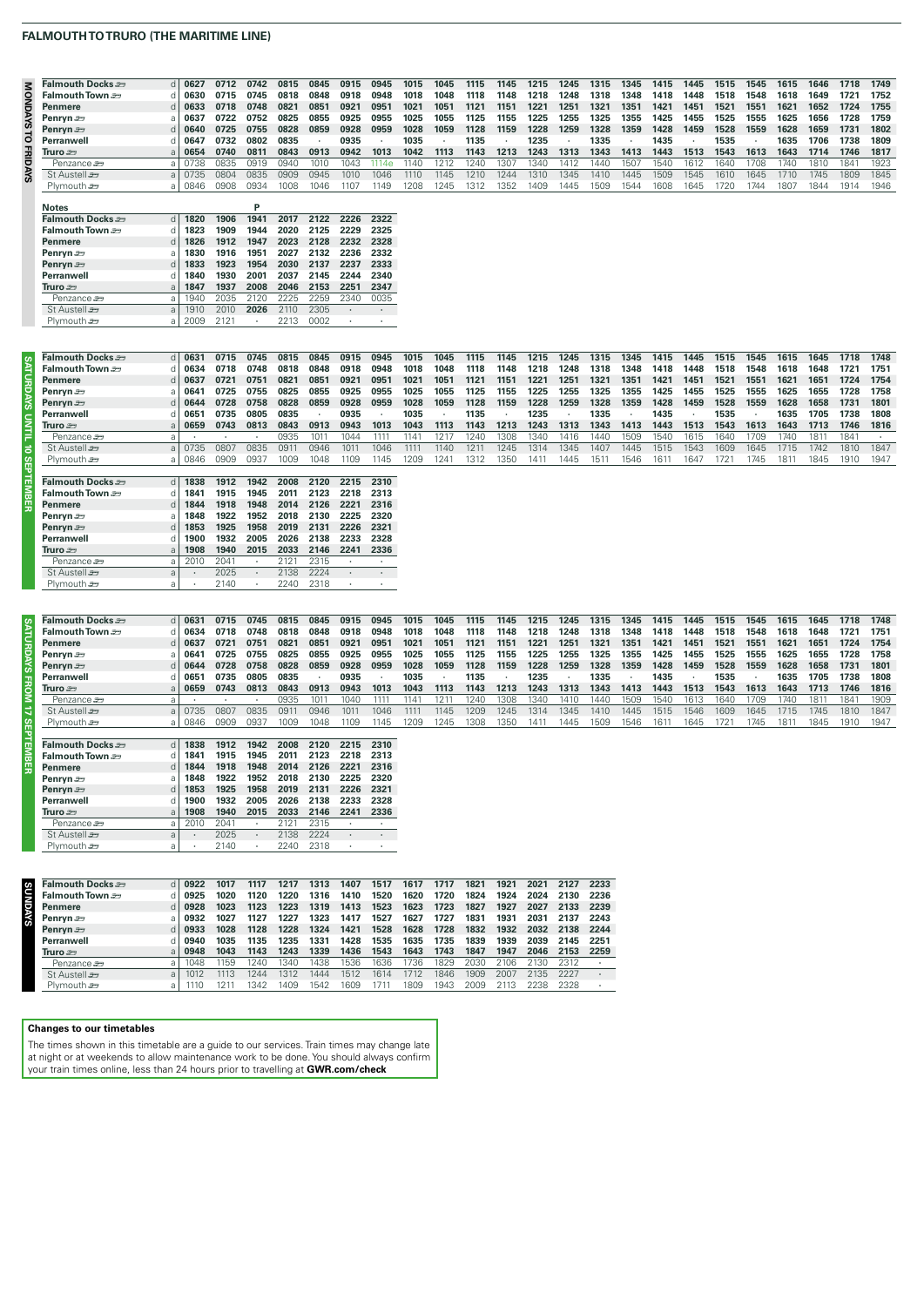## FALMOUTH TO TRURO (THE MARITIME LINE)

### MONDAYS TO FRIDAYS

| | | | | | | | | | | | | | | | | | | | | | | | | | | |
|---|---|---|---|---|---|---|---|---|---|---|---|---|---|---|---|---|---|---|---|---|---|---|---|---|---|---|
| Falmouth Docks | d | 0627 | 0712 | 0742 | 0815 | 0845 | 0915 | 0945 | 1015 | 1045 | 1115 | 1145 | 1215 | 1245 | 1315 | 1345 | 1415 | 1445 | 1515 | 1545 | 1615 | 1646 | 1718 | 1749 |
| Falmouth Town | d | 0630 | 0715 | 0745 | 0818 | 0848 | 0918 | 0948 | 1018 | 1048 | 1118 | 1148 | 1218 | 1248 | 1318 | 1348 | 1418 | 1448 | 1518 | 1548 | 1618 | 1649 | 1721 | 1752 |
| Penmere | d | 0633 | 0718 | 0748 | 0821 | 0851 | 0921 | 0951 | 1021 | 1051 | 1121 | 1151 | 1221 | 1251 | 1321 | 1351 | 1421 | 1451 | 1521 | 1551 | 1621 | 1652 | 1724 | 1755 |
| Penryn | a | 0637 | 0722 | 0752 | 0825 | 0855 | 0925 | 0955 | 1025 | 1055 | 1125 | 1155 | 1225 | 1255 | 1325 | 1355 | 1425 | 1455 | 1525 | 1555 | 1625 | 1656 | 1728 | 1759 |
| Penryn | d | 0640 | 0725 | 0755 | 0828 | 0859 | 0928 | 0959 | 1028 | 1059 | 1128 | 1159 | 1228 | 1259 | 1328 | 1359 | 1428 | 1459 | 1528 | 1559 | 1628 | 1659 | 1731 | 1802 |
| Perranwell | d | 0647 | 0732 | 0802 | 0835 | · | 0935 | · | 1035 | · | 1135 | · | 1235 | · | 1335 | · | 1435 | · | 1535 | · | 1635 | 1706 | 1738 | 1809 |
| Truro | a | 0654 | 0740 | 0811 | 0843 | 0913 | 0942 | 1013 | 1042 | 1113 | 1143 | 1213 | 1243 | 1313 | 1343 | 1413 | 1443 | 1513 | 1543 | 1613 | 1643 | 1714 | 1746 | 1817 |
| Penzance | a | 0738 | 0835 | 0919 | 0940 | 1010 | 1043 | 1114e | 1140 | 1212 | 1240 | 1307 | 1340 | 1412 | 1440 | 1507 | 1540 | 1612 | 1640 | 1708 | 1740 | 1810 | 1841 | 1923 |
| St Austell | a | 0735 | 0804 | 0835 | 0909 | 0945 | 1010 | 1046 | 1110 | 1145 | 1210 | 1244 | 1310 | 1345 | 1410 | 1509 | 1545 | 1610 | 1645 | 1710 | 1745 | 1809 | 1845 | |
| Plymouth | a | 0846 | 0908 | 0934 | 1008 | 1046 | 1107 | 1149 | 1208 | 1245 | 1312 | 1352 | 1409 | 1445 | 1509 | 1544 | 1608 | 1645 | 1720 | 1744 | 1807 | 1844 | 1914 | 1946 |

| Notes | | | | P | | | | |
|---|---|---|---|---|---|---|---|---|
| Falmouth Docks | d | 1820 | 1906 | 1941 | 2017 | 2122 | 2226 | 2322 |
| Falmouth Town | d | 1823 | 1909 | 1944 | 2020 | 2125 | 2229 | 2325 |
| Penmere | d | 1826 | 1912 | 1947 | 2023 | 2128 | 2232 | 2328 |
| Penryn | a | 1830 | 1916 | 1951 | 2027 | 2132 | 2236 | 2332 |
| Penryn | d | 1833 | 1923 | 1954 | 2030 | 2137 | 2237 | 2333 |
| Perranwell | d | 1840 | 1930 | 2001 | 2037 | 2145 | 2244 | 2340 |
| Truro | a | 1847 | 1937 | 2008 | 2046 | 2153 | 2251 | 2347 |
| Penzance | a | 1940 | 2035 | 2120 | 2225 | 2259 | 2340 | 0035 |
| St Austell | a | 1910 | 2010 | 2026 | 2110 | 2305 | · | · |
| Plymouth | a | 2009 | 2121 | · | 2213 | 0002 | · | · |

### SATURDAYS UNTIL 10 SEPTEMBER

| | | | | | | | | | | | | | | | | | | | | | | | | |
|---|---|---|---|---|---|---|---|---|---|---|---|---|---|---|---|---|---|---|---|---|---|---|---|---|
| Falmouth Docks | d | 0631 | 0715 | 0745 | 0815 | 0845 | 0915 | 0945 | 1015 | 1045 | 1115 | 1145 | 1215 | 1245 | 1315 | 1345 | 1415 | 1445 | 1515 | 1545 | 1615 | 1645 | 1718 | 1748 |
| Falmouth Town | d | 0634 | 0718 | 0748 | 0818 | 0848 | 0918 | 0948 | 1018 | 1048 | 1118 | 1148 | 1218 | 1248 | 1318 | 1348 | 1418 | 1448 | 1518 | 1548 | 1618 | 1648 | 1721 | 1751 |
| Penmere | d | 0637 | 0721 | 0751 | 0821 | 0851 | 0921 | 0951 | 1021 | 1051 | 1121 | 1151 | 1221 | 1251 | 1321 | 1351 | 1421 | 1451 | 1521 | 1551 | 1621 | 1651 | 1724 | 1754 |
| Penryn | a | 0641 | 0725 | 0755 | 0825 | 0855 | 0925 | 0955 | 1025 | 1055 | 1125 | 1155 | 1225 | 1255 | 1325 | 1355 | 1425 | 1455 | 1525 | 1555 | 1625 | 1655 | 1728 | 1758 |
| Penryn | d | 0644 | 0728 | 0758 | 0828 | 0859 | 0928 | 0959 | 1028 | 1059 | 1128 | 1159 | 1228 | 1259 | 1328 | 1359 | 1428 | 1459 | 1528 | 1559 | 1628 | 1658 | 1731 | 1801 |
| Perranwell | d | 0651 | 0735 | 0805 | 0835 | · | 0935 | · | 1035 | · | 1135 | · | 1235 | · | 1335 | · | 1435 | · | 1535 | · | 1635 | 1705 | 1738 | 1808 |
| Truro | a | 0659 | 0743 | 0813 | 0843 | 0913 | 0943 | 1013 | 1043 | 1113 | 1143 | 1213 | 1243 | 1313 | 1343 | 1413 | 1443 | 1513 | 1543 | 1613 | 1643 | 1713 | 1746 | 1816 |
| Penzance | a | · | · | · | 0935 | 1011 | 1044 | 1111 | 1141 | 1217 | 1240 | 1308 | 1340 | 1416 | 1440 | 1509 | 1540 | 1615 | 1640 | 1709 | 1740 | 1811 | 1841 | · |
| St Austell | a | 0735 | 0807 | 0835 | 0911 | 0946 | 1011 | 1046 | 1111 | 1140 | 1211 | 1245 | 1314 | 1345 | 1407 | 1445 | 1515 | 1543 | 1609 | 1645 | 1715 | 1742 | 1810 | 1847 |
| Plymouth | a | 0846 | 0909 | 0937 | 1009 | 1048 | 1109 | 1145 | 1209 | 1241 | 1312 | 1350 | 1411 | 1445 | 1511 | 1546 | 1611 | 1647 | 1721 | 1745 | 1811 | 1845 | 1910 | 1947 |

| | | | | | | | | |
|---|---|---|---|---|---|---|---|---|
| Falmouth Docks | d | 1838 | 1912 | 1942 | 2008 | 2120 | 2215 | 2310 |
| Falmouth Town | d | 1841 | 1915 | 1945 | 2011 | 2123 | 2218 | 2313 |
| Penmere | d | 1844 | 1918 | 1948 | 2014 | 2126 | 2221 | 2316 |
| Penryn | a | 1848 | 1922 | 1952 | 2018 | 2130 | 2225 | 2320 |
| Penryn | d | 1853 | 1925 | 1958 | 2019 | 2131 | 2226 | 2321 |
| Perranwell | d | 1900 | 1932 | 2005 | 2026 | 2138 | 2233 | 2328 |
| Truro | a | 1908 | 1940 | 2015 | 2033 | 2146 | 2241 | 2336 |
| Penzance | a | 2010 | 2041 | · | 2121 | 2315 | · | · |
| St Austell | a | · | 2025 | · | 2138 | 2224 | · | · |
| Plymouth | a | · | 2140 | · | 2240 | 2318 | · | · |

### SATURDAYS FROM 17 SEPTEMBER

| | | | | | | | | | | | | | | | | | | | | | | | | |
|---|---|---|---|---|---|---|---|---|---|---|---|---|---|---|---|---|---|---|---|---|---|---|---|---|
| Falmouth Docks | d | 0631 | 0715 | 0745 | 0815 | 0845 | 0915 | 0945 | 1015 | 1045 | 1115 | 1145 | 1215 | 1245 | 1315 | 1345 | 1415 | 1445 | 1515 | 1545 | 1615 | 1645 | 1718 | 1748 |
| Falmouth Town | d | 0634 | 0718 | 0748 | 0818 | 0848 | 0918 | 0948 | 1018 | 1048 | 1118 | 1148 | 1218 | 1248 | 1318 | 1348 | 1418 | 1448 | 1518 | 1548 | 1618 | 1648 | 1721 | 1751 |
| Penmere | d | 0637 | 0721 | 0751 | 0821 | 0851 | 0921 | 0951 | 1021 | 1051 | 1121 | 1151 | 1221 | 1251 | 1321 | 1351 | 1421 | 1451 | 1521 | 1551 | 1621 | 1651 | 1724 | 1754 |
| Penryn | a | 0641 | 0725 | 0755 | 0825 | 0855 | 0925 | 0955 | 1025 | 1055 | 1125 | 1155 | 1225 | 1255 | 1325 | 1355 | 1425 | 1455 | 1525 | 1555 | 1625 | 1655 | 1728 | 1758 |
| Penryn | d | 0644 | 0728 | 0758 | 0828 | 0859 | 0928 | 0959 | 1028 | 1059 | 1128 | 1159 | 1228 | 1259 | 1328 | 1359 | 1428 | 1459 | 1528 | 1559 | 1628 | 1658 | 1731 | 1801 |
| Perranwell | d | 0651 | 0735 | 0805 | 0835 | · | 0935 | · | 1035 | · | 1135 | · | 1235 | · | 1335 | · | 1435 | · | 1535 | · | 1635 | 1705 | 1738 | 1808 |
| Truro | a | 0659 | 0743 | 0813 | 0843 | 0913 | 0943 | 1013 | 1043 | 1113 | 1143 | 1213 | 1243 | 1313 | 1343 | 1413 | 1443 | 1513 | 1543 | 1613 | 1643 | 1713 | 1746 | 1816 |
| Penzance | a | · | · | · | 0935 | 1011 | 1040 | 1111 | 1141 | 1211 | 1240 | 1308 | 1340 | 1410 | 1440 | 1509 | 1540 | 1613 | 1640 | 1709 | 1740 | 1811 | 1841 | 1909 |
| St Austell | a | 0735 | 0807 | 0835 | 0911 | 0946 | 1011 | 1046 | 1111 | 1145 | 1209 | 1245 | 1314 | 1345 | 1410 | 1445 | 1515 | 1546 | 1609 | 1645 | 1715 | 1745 | 1810 | 1847 |
| Plymouth | a | 0846 | 0909 | 0937 | 1009 | 1048 | 1109 | 1145 | 1209 | 1245 | 1308 | 1350 | 1411 | 1445 | 1509 | 1546 | 1611 | 1645 | 1721 | 1745 | 1811 | 1845 | 1910 | 1947 |

| | | | | | | | | |
|---|---|---|---|---|---|---|---|---|
| Falmouth Docks | d | 1838 | 1912 | 1942 | 2008 | 2120 | 2215 | 2310 |
| Falmouth Town | d | 1841 | 1915 | 1945 | 2011 | 2123 | 2218 | 2313 |
| Penmere | d | 1844 | 1918 | 1948 | 2014 | 2126 | 2221 | 2316 |
| Penryn | a | 1848 | 1922 | 1952 | 2018 | 2130 | 2225 | 2320 |
| Penryn | d | 1853 | 1925 | 1958 | 2019 | 2131 | 2226 | 2321 |
| Perranwell | d | 1900 | 1932 | 2005 | 2026 | 2138 | 2233 | 2328 |
| Truro | a | 1908 | 1940 | 2015 | 2033 | 2146 | 2241 | 2336 |
| Penzance | a | 2010 | 2041 | · | 2121 | 2315 | · | · |
| St Austell | a | · | 2025 | · | 2138 | 2224 | · | · |
| Plymouth | a | · | 2140 | · | 2240 | 2318 | · | · |

### SUNDAYS

| | | | | | | | | | | | | | | | |
|---|---|---|---|---|---|---|---|---|---|---|---|---|---|---|---|
| Falmouth Docks | d | 0922 | 1017 | 1117 | 1217 | 1313 | 1407 | 1517 | 1617 | 1717 | 1821 | 1921 | 2021 | 2127 | 2233 |
| Falmouth Town | d | 0925 | 1020 | 1120 | 1220 | 1316 | 1410 | 1520 | 1620 | 1720 | 1824 | 1924 | 2024 | 2130 | 2236 |
| Penmere | d | 0928 | 1023 | 1123 | 1223 | 1319 | 1413 | 1523 | 1623 | 1723 | 1827 | 1927 | 2027 | 2133 | 2239 |
| Penryn | a | 0932 | 1027 | 1127 | 1227 | 1323 | 1417 | 1527 | 1627 | 1727 | 1831 | 1931 | 2031 | 2137 | 2243 |
| Penryn | d | 0933 | 1028 | 1128 | 1228 | 1324 | 1421 | 1528 | 1628 | 1728 | 1832 | 1932 | 2032 | 2138 | 2244 |
| Perranwell | d | 0940 | 1035 | 1135 | 1235 | 1331 | 1428 | 1535 | 1635 | 1735 | 1839 | 1939 | 2039 | 2145 | 2251 |
| Truro | a | 0948 | 1043 | 1143 | 1243 | 1339 | 1436 | 1543 | 1643 | 1743 | 1847 | 1947 | 2046 | 2153 | 2259 |
| Penzance | a | 1048 | 1159 | 1240 | 1340 | 1438 | 1536 | 1636 | 1736 | 1829 | 2030 | 2106 | 2130 | 2312 | · |
| St Austell | a | 1012 | 1113 | 1244 | 1312 | 1444 | 1512 | 1614 | 1712 | 1846 | 1909 | 2007 | 2135 | 2227 | · |
| Plymouth | a | 1110 | 1211 | 1342 | 1409 | 1542 | 1609 | 1711 | 1809 | 1943 | 2009 | 2113 | 2238 | 2328 | · |

**Changes to our timetables**

The times shown in this timetable are a guide to our services. Train times may change late at night or at weekends to allow maintenance work to be done. You should always confirm your train times online, less than 24 hours prior to travelling at **GWR.com/check**